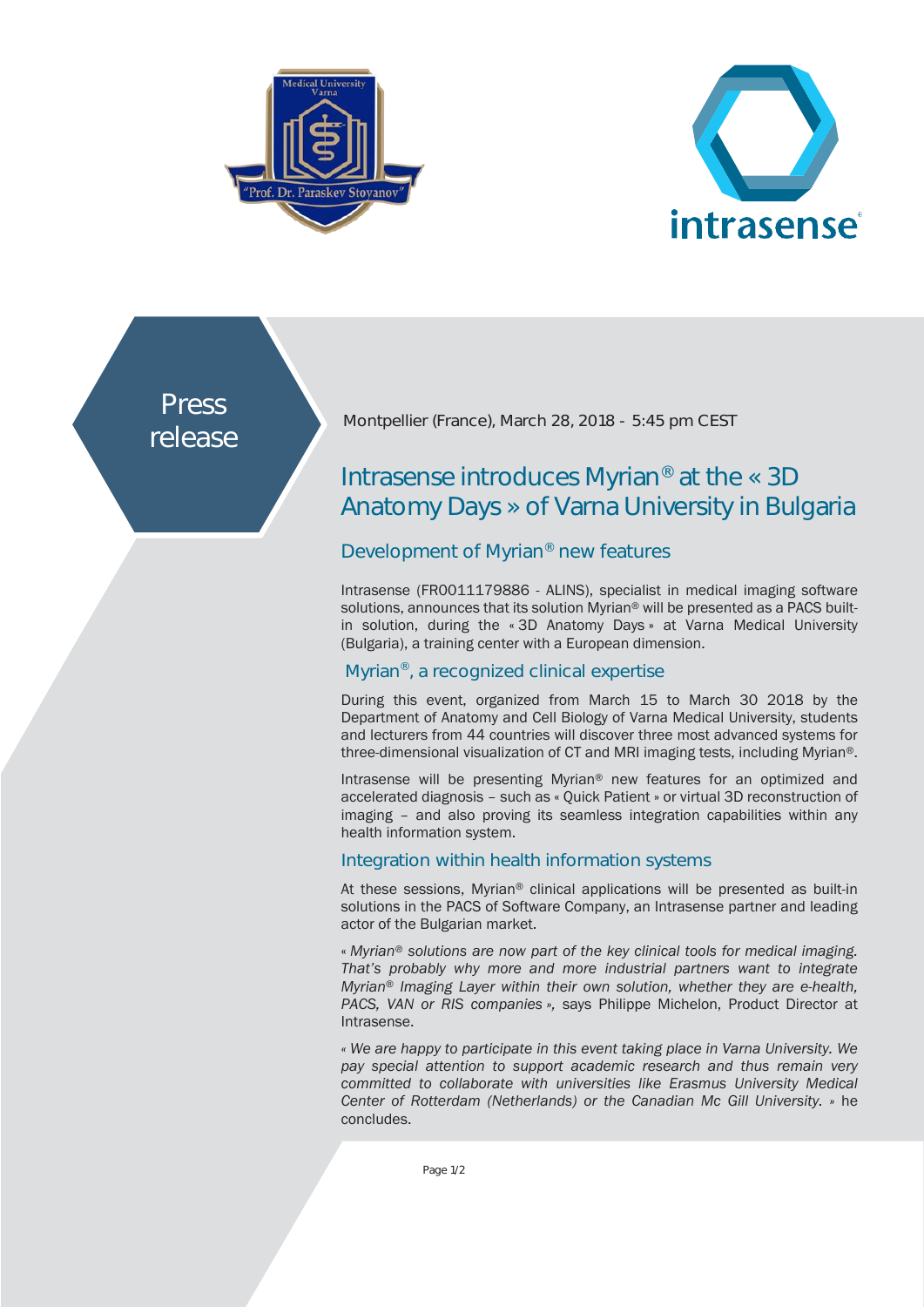Press release

Montpellier (France), March 28, 2018 - 5:45 pm CEST

# Intrasense introduces Myrian® at the « 3D Anatomy Days » of Varna University in Bulgaria

## Development of Myrian® new features

Intrasense (FR0011179886 - ALINS), specialist in medical imaging software solutions, announces that its solution Myrian® will be presented as a PACS built-in solution, during the « 3D Anatomy Days » at Varna Medical University (Bulgaria), a training center with a European dimension.

## Myrian®, a recognized clinical expertise

During this event, organized from March 15 to March 30 2018 by the Department of Anatomy and Cell Biology of Varna Medical University, students and lecturers from 44 countries will discover three most advanced systems for three-dimensional visualization of CT and MRI imaging tests, including Myrian®.

Intrasense will be presenting Myrian® new features for an optimized and accelerated diagnosis – such as « Quick Patient » or virtual 3D reconstruction of imaging – and also proving its seamless integration capabilities within any health information system.

## Integration within health information systems

At these sessions, Myrian® clinical applications will be presented as built-in solutions in the PACS of Software Company, an Intrasense partner and leading actor of the Bulgarian market.

*« Myrian® solutions are now part of the key clinical tools for medical imaging. That's probably why more and more industrial partners want to integrate Myrian® Imaging Layer within their own solution, whether they are e-health, PACS, VAN or RIS companies »,* says Philippe Michelon, Product Director at Intrasense.

*« We are happy to participate in this event taking place in Varna University. We pay special attention to support academic research and thus remain very committed to collaborate with universities like Erasmus University Medical Center of Rotterdam (Netherlands) or the Canadian Mc Gill University. »* he concludes.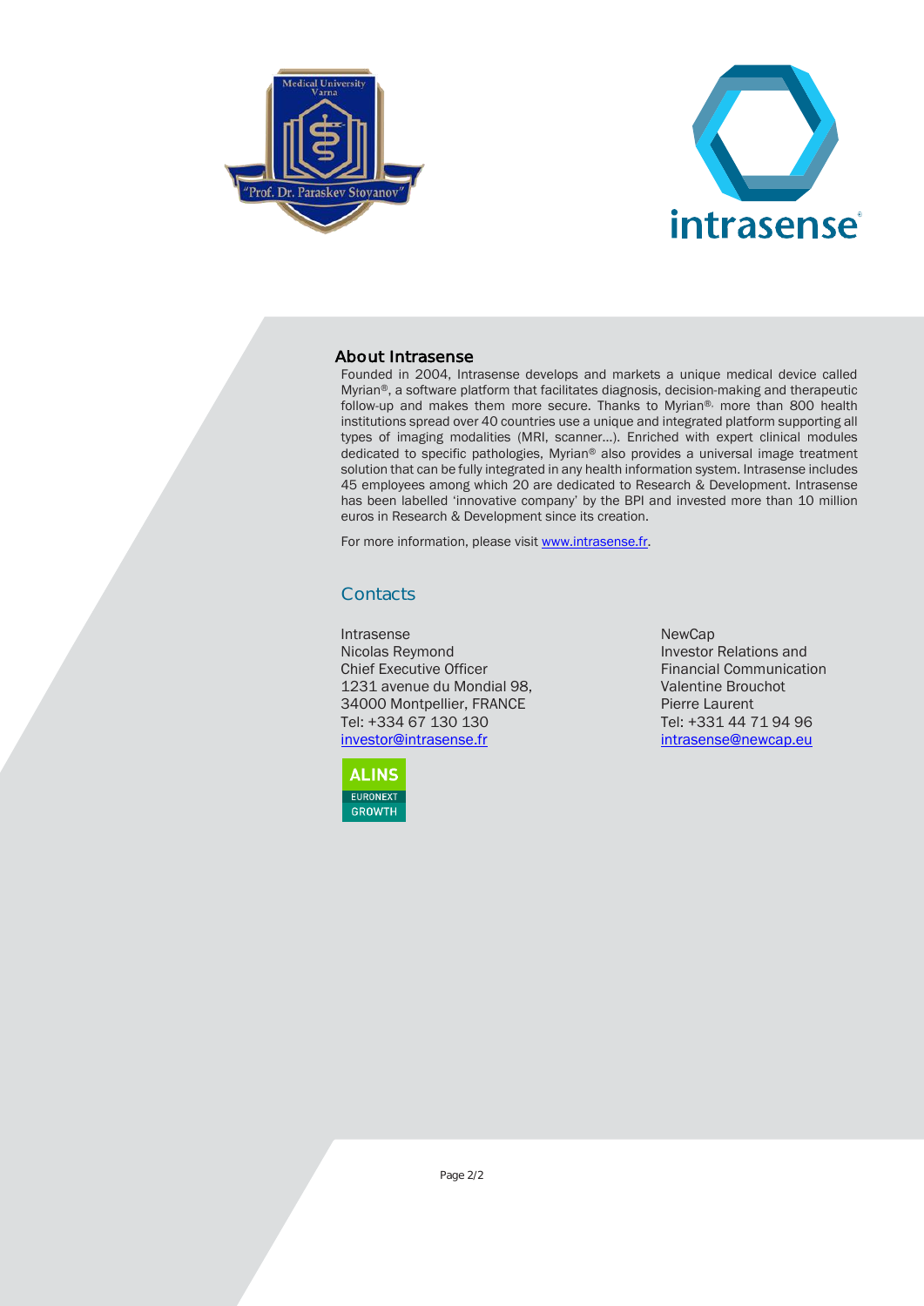## About Intrasense

Founded in 2004, Intrasense develops and markets a unique medical device called Myrian®, a software platform that facilitates diagnosis, decision-making and therapeutic follow-up and makes them more secure. Thanks to Myrian®, more than 800 health institutions spread over 40 countries use a unique and integrated platform supporting all types of imaging modalities (MRI, scanner...). Enriched with expert clinical modules dedicated to specific pathologies, Myrian® also provides a universal image treatment solution that can be fully integrated in any health information system. Intrasense includes 45 employees among which 20 are dedicated to Research & Development. Intrasense has been labelled 'innovative company' by the BPI and invested more than 10 million euros in Research & Development since its creation.

For more information, please visit www.intrasense.fr.

## Contacts

Intrasense
Nicolas Reymond
Chief Executive Officer
1231 avenue du Mondial 98,
34000 Montpellier, FRANCE
Tel: +334 67 130 130
investor@intrasense.fr

NewCap
Investor Relations and
Financial Communication
Valentine Brouchot
Pierre Laurent
Tel: +331 44 71 94 96
intrasense@newcap.eu

ALINS
EURONEXT
GROWTH